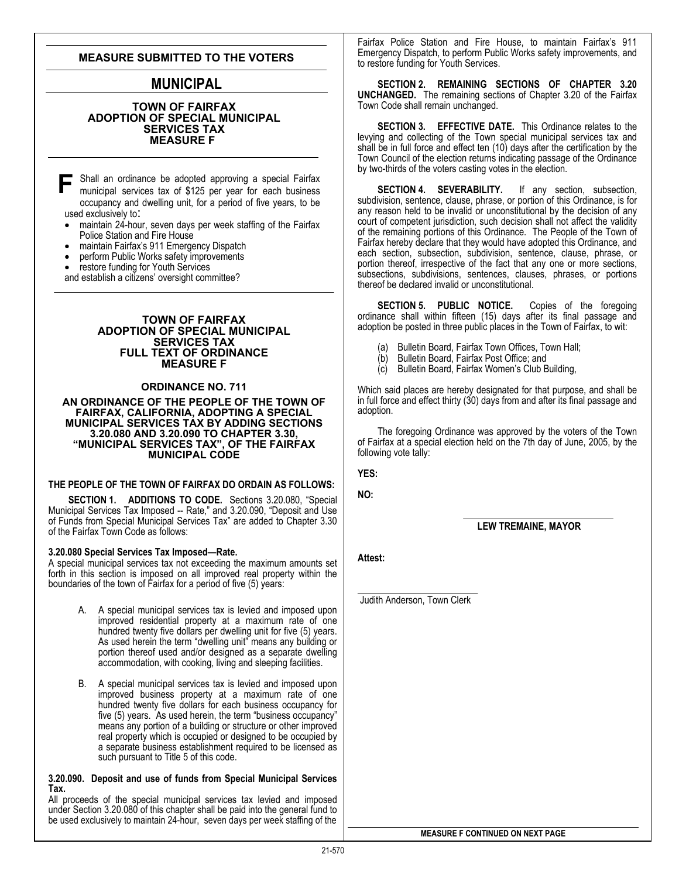## MEASURE SUBMITTED TO THE VOTERS

# MUNICIPAL

### TOWN OF FAIRFAX
### ADOPTION OF SPECIAL MUNICIPAL SERVICES TAX
### MEASURE F

**F** Shall an ordinance be adopted approving a special Fairfax municipal services tax of $125 per year for each business occupancy and dwelling unit, for a period of five years, to be used exclusively to:

- maintain 24-hour, seven days per week staffing of the Fairfax Police Station and Fire House
- maintain Fairfax's 911 Emergency Dispatch
- perform Public Works safety improvements
- restore funding for Youth Services

and establish a citizens' oversight committee?

### TOWN OF FAIRFAX
### ADOPTION OF SPECIAL MUNICIPAL SERVICES TAX
### FULL TEXT OF ORDINANCE
### MEASURE F

### ORDINANCE NO. 711

**AN ORDINANCE OF THE PEOPLE OF THE TOWN OF FAIRFAX, CALIFORNIA, ADOPTING A SPECIAL MUNICIPAL SERVICES TAX BY ADDING SECTIONS 3.20.080 AND 3.20.090 TO CHAPTER 3.30, "MUNICIPAL SERVICES TAX", OF THE FAIRFAX MUNICIPAL CODE**

**THE PEOPLE OF THE TOWN OF FAIRFAX DO ORDAIN AS FOLLOWS:**

**SECTION 1. ADDITIONS TO CODE.** Sections 3.20.080, "Special Municipal Services Tax Imposed -- Rate," and 3.20.090, "Deposit and Use of Funds from Special Municipal Services Tax" are added to Chapter 3.30 of the Fairfax Town Code as follows:

**3.20.080 Special Services Tax Imposed—Rate.**
A special municipal services tax not exceeding the maximum amounts set forth in this section is imposed on all improved real property within the boundaries of the town of Fairfax for a period of five (5) years:

A. A special municipal services tax is levied and imposed upon improved residential property at a maximum rate of one hundred twenty five dollars per dwelling unit for five (5) years. As used herein the term "dwelling unit" means any building or portion thereof used and/or designed as a separate dwelling accommodation, with cooking, living and sleeping facilities.

B. A special municipal services tax is levied and imposed upon improved business property at a maximum rate of one hundred twenty five dollars for each business occupancy for five (5) years. As used herein, the term "business occupancy" means any portion of a building or structure or other improved real property which is occupied or designed to be occupied by a separate business establishment required to be licensed as such pursuant to Title 5 of this code.

**3.20.090. Deposit and use of funds from Special Municipal Services Tax.**
All proceeds of the special municipal services tax levied and imposed under Section 3.20.080 of this chapter shall be paid into the general fund to be used exclusively to maintain 24-hour, seven days per week staffing of the Fairfax Police Station and Fire House, to maintain Fairfax's 911 Emergency Dispatch, to perform Public Works safety improvements, and to restore funding for Youth Services.

**SECTION 2. REMAINING SECTIONS OF CHAPTER 3.20 UNCHANGED.** The remaining sections of Chapter 3.20 of the Fairfax Town Code shall remain unchanged.

**SECTION 3. EFFECTIVE DATE.** This Ordinance relates to the levying and collecting of the Town special municipal services tax and shall be in full force and effect ten (10) days after the certification by the Town Council of the election returns indicating passage of the Ordinance by two-thirds of the voters casting votes in the election.

**SECTION 4. SEVERABILITY.** If any section, subsection, subdivision, sentence, clause, phrase, or portion of this Ordinance, is for any reason held to be invalid or unconstitutional by the decision of any court of competent jurisdiction, such decision shall not affect the validity of the remaining portions of this Ordinance. The People of the Town of Fairfax hereby declare that they would have adopted this Ordinance, and each section, subsection, subdivision, sentence, clause, phrase, or portion thereof, irrespective of the fact that any one or more sections, subsections, subdivisions, sentences, clauses, phrases, or portions thereof be declared invalid or unconstitutional.

**SECTION 5. PUBLIC NOTICE.** Copies of the foregoing ordinance shall within fifteen (15) days after its final passage and adoption be posted in three public places in the Town of Fairfax, to wit:

(a) Bulletin Board, Fairfax Town Offices, Town Hall;
(b) Bulletin Board, Fairfax Post Office; and
(c) Bulletin Board, Fairfax Women's Club Building,

Which said places are hereby designated for that purpose, and shall be in full force and effect thirty (30) days from and after its final passage and adoption.

The foregoing Ordinance was approved by the voters of the Town of Fairfax at a special election held on the 7th day of June, 2005, by the following vote tally:

**YES:**

**NO:**

**LEW TREMAINE, MAYOR**

**Attest:**

Judith Anderson, Town Clerk

**MEASURE F CONTINUED ON NEXT PAGE**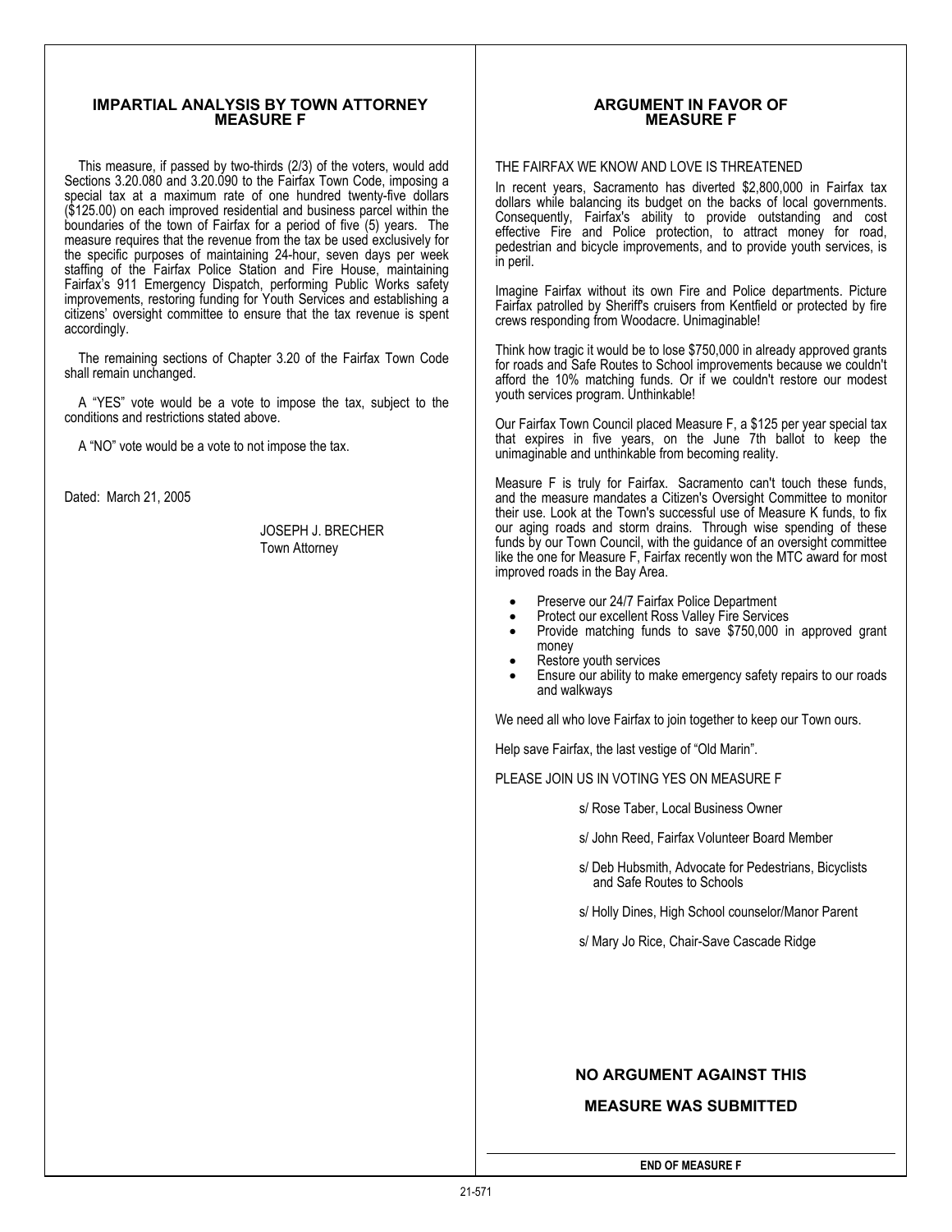## IMPARTIAL ANALYSIS BY TOWN ATTORNEY MEASURE F

This measure, if passed by two-thirds (2/3) of the voters, would add Sections 3.20.080 and 3.20.090 to the Fairfax Town Code, imposing a special tax at a maximum rate of one hundred twenty-five dollars ($125.00) on each improved residential and business parcel within the boundaries of the town of Fairfax for a period of five (5) years. The measure requires that the revenue from the tax be used exclusively for the specific purposes of maintaining 24-hour, seven days per week staffing of the Fairfax Police Station and Fire House, maintaining Fairfax's 911 Emergency Dispatch, performing Public Works safety improvements, restoring funding for Youth Services and establishing a citizens' oversight committee to ensure that the tax revenue is spent accordingly.

The remaining sections of Chapter 3.20 of the Fairfax Town Code shall remain unchanged.

A "YES" vote would be a vote to impose the tax, subject to the conditions and restrictions stated above.

A "NO" vote would be a vote to not impose the tax.

Dated: March 21, 2005

JOSEPH J. BRECHER
Town Attorney

## ARGUMENT IN FAVOR OF MEASURE F

THE FAIRFAX WE KNOW AND LOVE IS THREATENED

In recent years, Sacramento has diverted $2,800,000 in Fairfax tax dollars while balancing its budget on the backs of local governments. Consequently, Fairfax's ability to provide outstanding and cost effective Fire and Police protection, to attract money for road, pedestrian and bicycle improvements, and to provide youth services, is in peril.

Imagine Fairfax without its own Fire and Police departments. Picture Fairfax patrolled by Sheriff's cruisers from Kentfield or protected by fire crews responding from Woodacre. Unimaginable!

Think how tragic it would be to lose $750,000 in already approved grants for roads and Safe Routes to School improvements because we couldn't afford the 10% matching funds. Or if we couldn't restore our modest youth services program. Unthinkable!

Our Fairfax Town Council placed Measure F, a $125 per year special tax that expires in five years, on the June 7th ballot to keep the unimaginable and unthinkable from becoming reality.

Measure F is truly for Fairfax. Sacramento can't touch these funds, and the measure mandates a Citizen's Oversight Committee to monitor their use. Look at the Town's successful use of Measure K funds, to fix our aging roads and storm drains. Through wise spending of these funds by our Town Council, with the guidance of an oversight committee like the one for Measure F, Fairfax recently won the MTC award for most improved roads in the Bay Area.

- Preserve our 24/7 Fairfax Police Department
- Protect our excellent Ross Valley Fire Services
- Provide matching funds to save $750,000 in approved grant money
- Restore youth services
- Ensure our ability to make emergency safety repairs to our roads and walkways

We need all who love Fairfax to join together to keep our Town ours.

Help save Fairfax, the last vestige of "Old Marin".

PLEASE JOIN US IN VOTING YES ON MEASURE F

s/ Rose Taber, Local Business Owner

s/ John Reed, Fairfax Volunteer Board Member

s/ Deb Hubsmith, Advocate for Pedestrians, Bicyclists and Safe Routes to Schools

s/ Holly Dines, High School counselor/Manor Parent

s/ Mary Jo Rice, Chair-Save Cascade Ridge

**NO ARGUMENT AGAINST THIS MEASURE WAS SUBMITTED**

**END OF MEASURE F**